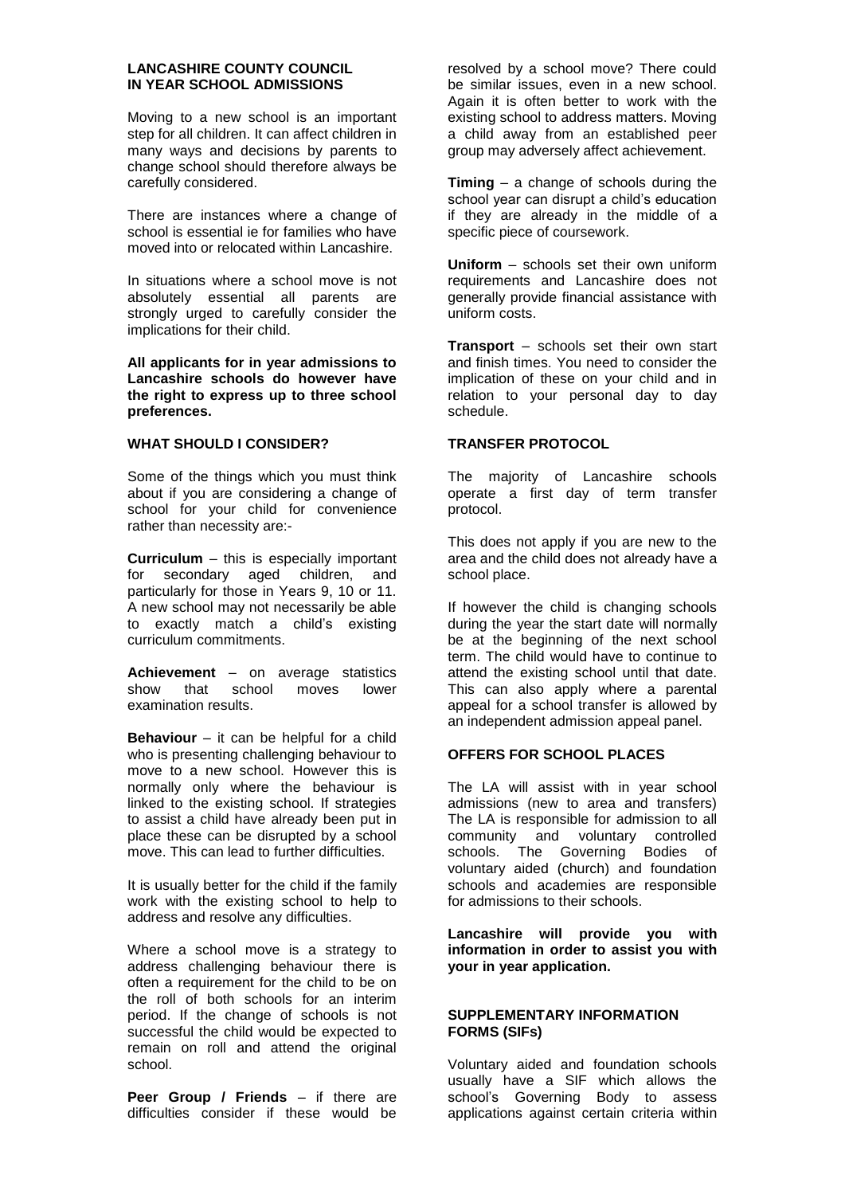# LANCASHIRE COUNTY COUNCIL
# IN YEAR SCHOOL ADMISSIONS

Moving to a new school is an important step for all children. It can affect children in many ways and decisions by parents to change school should therefore always be carefully considered.

There are instances where a change of school is essential ie for families who have moved into or relocated within Lancashire.

In situations where a school move is not absolutely essential all parents are strongly urged to carefully consider the implications for their child.

**All applicants for in year admissions to Lancashire schools do however have the right to express up to three school preferences.**

## WHAT SHOULD I CONSIDER?

Some of the things which you must think about if you are considering a change of school for your child for convenience rather than necessity are:-

**Curriculum** – this is especially important for secondary aged children, and particularly for those in Years 9, 10 or 11. A new school may not necessarily be able to exactly match a child's existing curriculum commitments.

**Achievement** – on average statistics show that school moves lower examination results.

**Behaviour** – it can be helpful for a child who is presenting challenging behaviour to move to a new school. However this is normally only where the behaviour is linked to the existing school. If strategies to assist a child have already been put in place these can be disrupted by a school move. This can lead to further difficulties.

It is usually better for the child if the family work with the existing school to help to address and resolve any difficulties.

Where a school move is a strategy to address challenging behaviour there is often a requirement for the child to be on the roll of both schools for an interim period. If the change of schools is not successful the child would be expected to remain on roll and attend the original school.

**Peer Group / Friends** – if there are difficulties consider if these would be resolved by a school move? There could be similar issues, even in a new school. Again it is often better to work with the existing school to address matters. Moving a child away from an established peer group may adversely affect achievement.

**Timing** – a change of schools during the school year can disrupt a child's education if they are already in the middle of a specific piece of coursework.

**Uniform** – schools set their own uniform requirements and Lancashire does not generally provide financial assistance with uniform costs.

**Transport** – schools set their own start and finish times. You need to consider the implication of these on your child and in relation to your personal day to day schedule.

## TRANSFER PROTOCOL

The majority of Lancashire schools operate a first day of term transfer protocol.

This does not apply if you are new to the area and the child does not already have a school place.

If however the child is changing schools during the year the start date will normally be at the beginning of the next school term. The child would have to continue to attend the existing school until that date. This can also apply where a parental appeal for a school transfer is allowed by an independent admission appeal panel.

## OFFERS FOR SCHOOL PLACES

The LA will assist with in year school admissions (new to area and transfers) The LA is responsible for admission to all community and voluntary controlled schools. The Governing Bodies of voluntary aided (church) and foundation schools and academies are responsible for admissions to their schools.

**Lancashire will provide you with information in order to assist you with your in year application.**

## SUPPLEMENTARY INFORMATION FORMS (SIFs)

Voluntary aided and foundation schools usually have a SIF which allows the school's Governing Body to assess applications against certain criteria within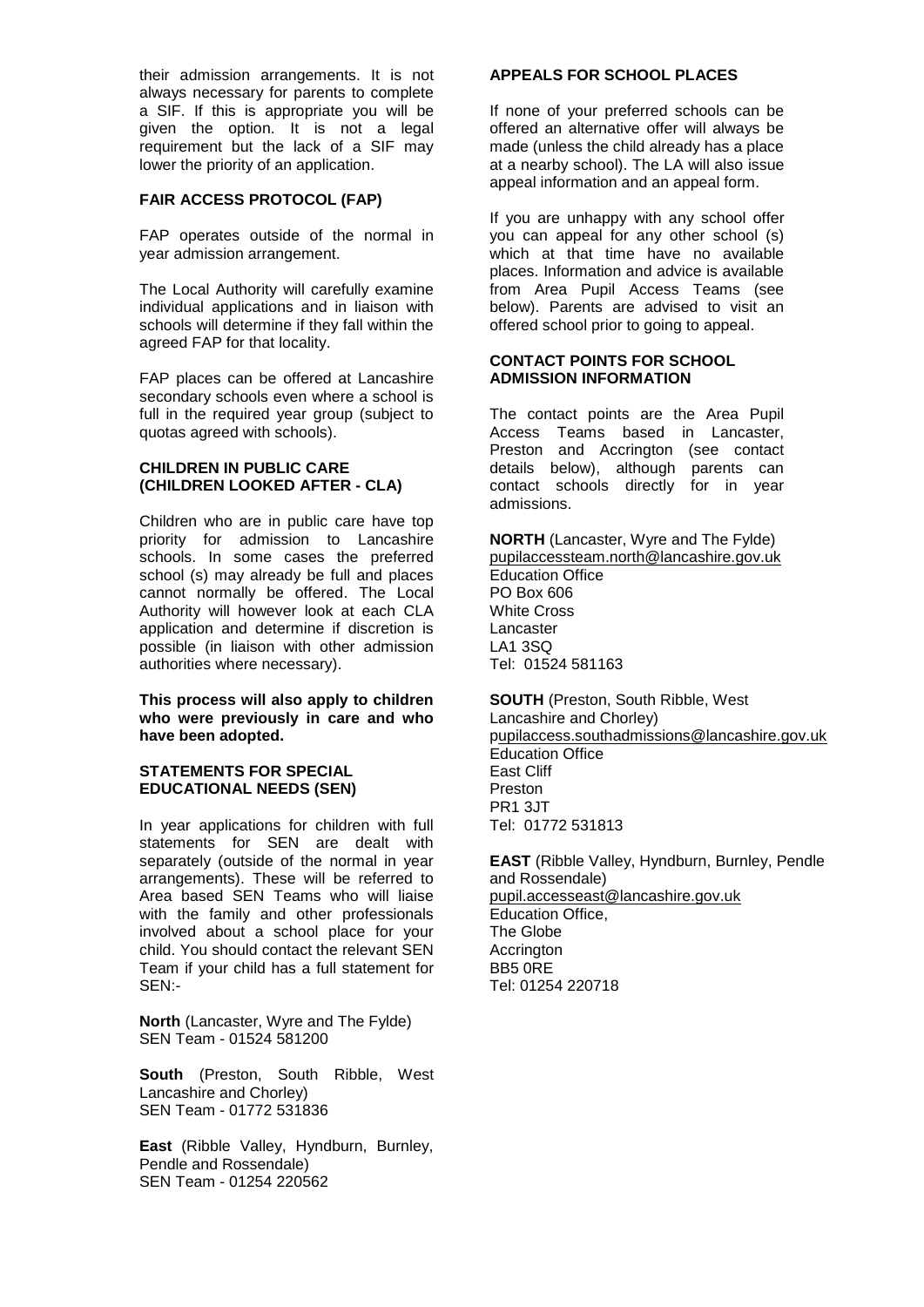their admission arrangements. It is not always necessary for parents to complete a SIF. If this is appropriate you will be given the option. It is not a legal requirement but the lack of a SIF may lower the priority of an application.

### FAIR ACCESS PROTOCOL (FAP)

FAP operates outside of the normal in year admission arrangement.

The Local Authority will carefully examine individual applications and in liaison with schools will determine if they fall within the agreed FAP for that locality.

FAP places can be offered at Lancashire secondary schools even where a school is full in the required year group (subject to quotas agreed with schools).

### CHILDREN IN PUBLIC CARE (CHILDREN LOOKED AFTER - CLA)

Children who are in public care have top priority for admission to Lancashire schools. In some cases the preferred school (s) may already be full and places cannot normally be offered. The Local Authority will however look at each CLA application and determine if discretion is possible (in liaison with other admission authorities where necessary).

**This process will also apply to children who were previously in care and who have been adopted.**

### STATEMENTS FOR SPECIAL EDUCATIONAL NEEDS (SEN)

In year applications for children with full statements for SEN are dealt with separately (outside of the normal in year arrangements). These will be referred to Area based SEN Teams who will liaise with the family and other professionals involved about a school place for your child. You should contact the relevant SEN Team if your child has a full statement for SEN:-

**North** (Lancaster, Wyre and The Fylde)
SEN Team - 01524 581200

**South** (Preston, South Ribble, West Lancashire and Chorley)
SEN Team - 01772 531836

**East** (Ribble Valley, Hyndburn, Burnley, Pendle and Rossendale)
SEN Team - 01254 220562

### APPEALS FOR SCHOOL PLACES

If none of your preferred schools can be offered an alternative offer will always be made (unless the child already has a place at a nearby school). The LA will also issue appeal information and an appeal form.

If you are unhappy with any school offer you can appeal for any other school (s) which at that time have no available places. Information and advice is available from Area Pupil Access Teams (see below). Parents are advised to visit an offered school prior to going to appeal.

### CONTACT POINTS FOR SCHOOL ADMISSION INFORMATION

The contact points are the Area Pupil Access Teams based in Lancaster, Preston and Accrington (see contact details below), although parents can contact schools directly for in year admissions.

**NORTH** (Lancaster, Wyre and The Fylde)
pupilaccessteam.north@lancashire.gov.uk
Education Office
PO Box 606
White Cross
Lancaster
LA1 3SQ
Tel: 01524 581163

**SOUTH** (Preston, South Ribble, West Lancashire and Chorley)
pupilaccess.southadmissions@lancashire.gov.uk
Education Office
East Cliff
Preston
PR1 3JT
Tel: 01772 531813

**EAST** (Ribble Valley, Hyndburn, Burnley, Pendle and Rossendale)
pupil.accesseast@lancashire.gov.uk
Education Office,
The Globe
Accrington
BB5 0RE
Tel: 01254 220718